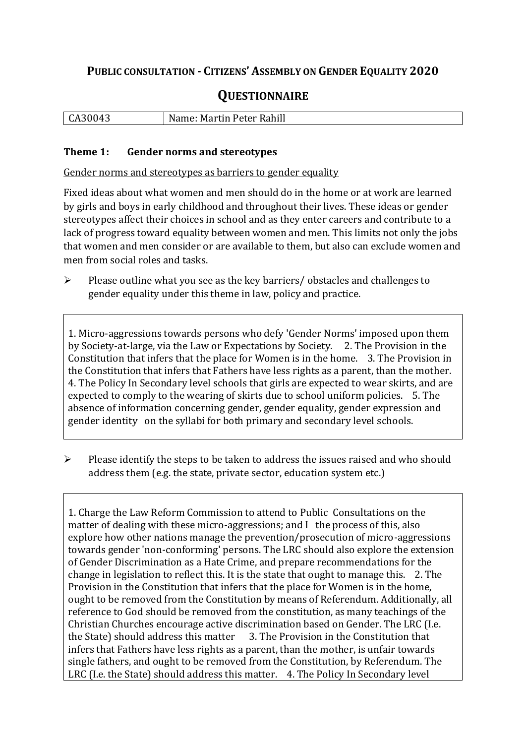# PUBLIC CONSULTATION - CITIZENS' ASSEMBLY ON GENDER EQUALITY 2020

## QUESTIONNAIRE

| CA30043 | Name: Martin Peter Rahill |
|---|---|

### Theme 1: Gender norms and stereotypes

Gender norms and stereotypes as barriers to gender equality

Fixed ideas about what women and men should do in the home or at work are learned by girls and boys in early childhood and throughout their lives. These ideas or gender stereotypes affect their choices in school and as they enter careers and contribute to a lack of progress toward equality between women and men. This limits not only the jobs that women and men consider or are available to them, but also can exclude women and men from social roles and tasks.

➢ Please outline what you see as the key barriers/ obstacles and challenges to gender equality under this theme in law, policy and practice.

1. Micro-aggressions towards persons who defy 'Gender Norms' imposed upon them by Society-at-large, via the Law or Expectations by Society. 2. The Provision in the Constitution that infers that the place for Women is in the home. 3. The Provision in the Constitution that infers that Fathers have less rights as a parent, than the mother. 4. The Policy In Secondary level schools that girls are expected to wear skirts, and are expected to comply to the wearing of skirts due to school uniform policies. 5. The absence of information concerning gender, gender equality, gender expression and gender identity on the syllabi for both primary and secondary level schools.

➢ Please identify the steps to be taken to address the issues raised and who should address them (e.g. the state, private sector, education system etc.)

1. Charge the Law Reform Commission to attend to Public Consultations on the matter of dealing with these micro-aggressions; and I the process of this, also explore how other nations manage the prevention/prosecution of micro-aggressions towards gender 'non-conforming' persons. The LRC should also explore the extension of Gender Discrimination as a Hate Crime, and prepare recommendations for the change in legislation to reflect this. It is the state that ought to manage this. 2. The Provision in the Constitution that infers that the place for Women is in the home, ought to be removed from the Constitution by means of Referendum. Additionally, all reference to God should be removed from the constitution, as many teachings of the Christian Churches encourage active discrimination based on Gender. The LRC (I.e. the State) should address this matter 3. The Provision in the Constitution that infers that Fathers have less rights as a parent, than the mother, is unfair towards single fathers, and ought to be removed from the Constitution, by Referendum. The LRC (I.e. the State) should address this matter. 4. The Policy In Secondary level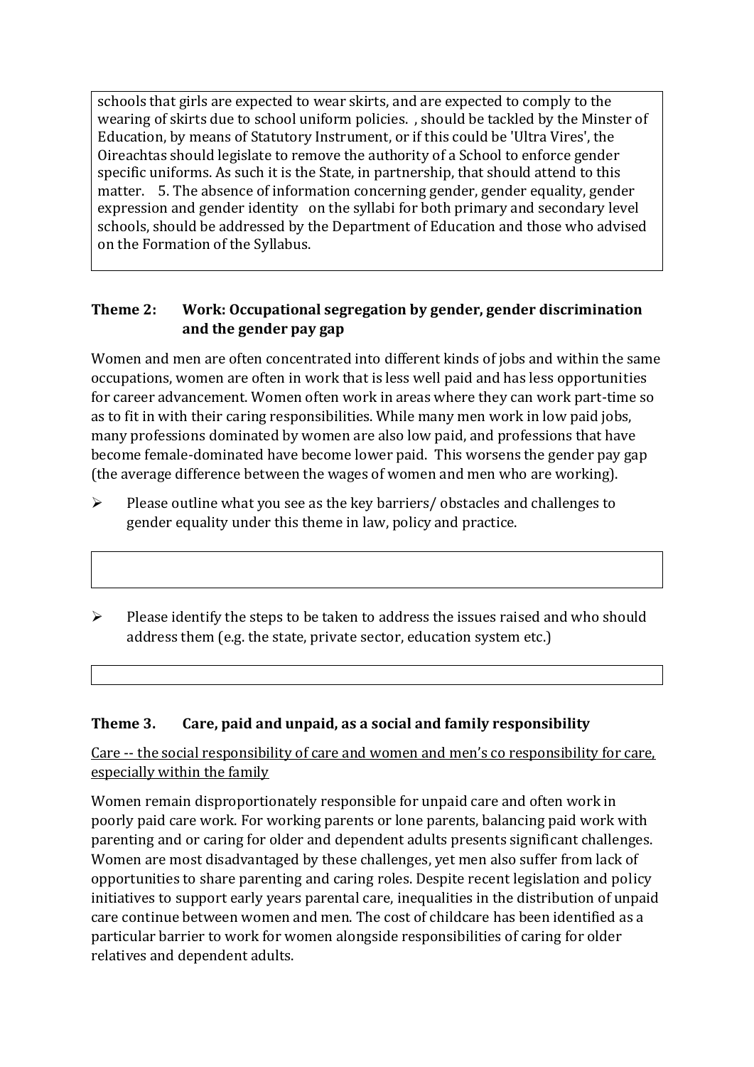schools that girls are expected to wear skirts, and are expected to comply to the wearing of skirts due to school uniform policies. , should be tackled by the Minster of Education, by means of Statutory Instrument, or if this could be 'Ultra Vires', the Oireachtas should legislate to remove the authority of a School to enforce gender specific uniforms. As such it is the State, in partnership, that should attend to this matter. 5. The absence of information concerning gender, gender equality, gender expression and gender identity on the syllabi for both primary and secondary level schools, should be addressed by the Department of Education and those who advised on the Formation of the Syllabus.

### Theme 2: Work: Occupational segregation by gender, gender discrimination and the gender pay gap

Women and men are often concentrated into different kinds of jobs and within the same occupations, women are often in work that is less well paid and has less opportunities for career advancement. Women often work in areas where they can work part-time so as to fit in with their caring responsibilities. While many men work in low paid jobs, many professions dominated by women are also low paid, and professions that have become female-dominated have become lower paid. This worsens the gender pay gap (the average difference between the wages of women and men who are working).

- Please outline what you see as the key barriers/ obstacles and challenges to gender equality under this theme in law, policy and practice.

- Please identify the steps to be taken to address the issues raised and who should address them (e.g. the state, private sector, education system etc.)

### Theme 3. Care, paid and unpaid, as a social and family responsibility

<u>Care -- the social responsibility of care and women and men's co responsibility for care, especially within the family</u>

Women remain disproportionately responsible for unpaid care and often work in poorly paid care work. For working parents or lone parents, balancing paid work with parenting and or caring for older and dependent adults presents significant challenges. Women are most disadvantaged by these challenges, yet men also suffer from lack of opportunities to share parenting and caring roles. Despite recent legislation and policy initiatives to support early years parental care, inequalities in the distribution of unpaid care continue between women and men. The cost of childcare has been identified as a particular barrier to work for women alongside responsibilities of caring for older relatives and dependent adults.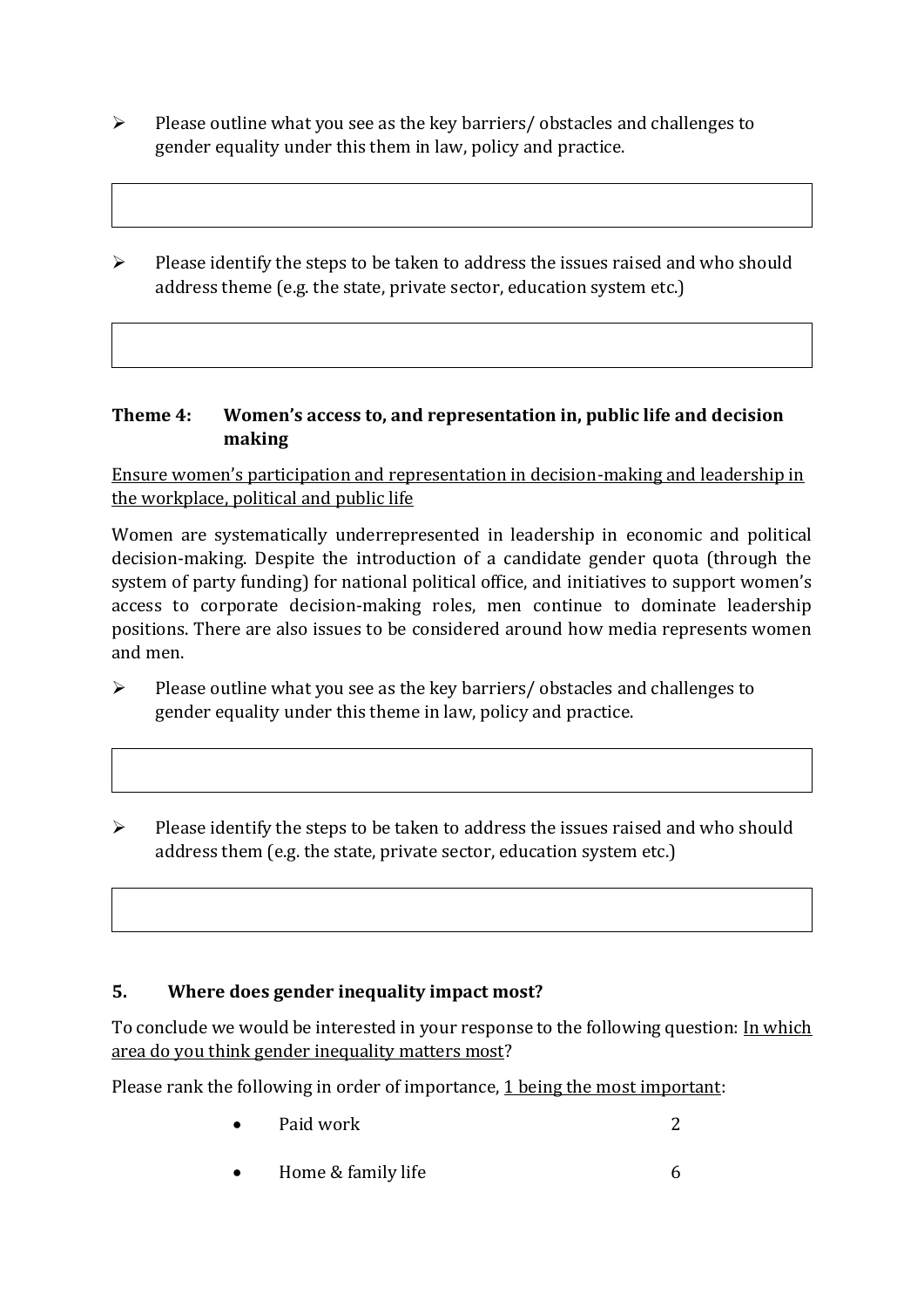- Please outline what you see as the key barriers/ obstacles and challenges to gender equality under this them in law, policy and practice.

- Please identify the steps to be taken to address the issues raised and who should address theme (e.g. the state, private sector, education system etc.)

**Theme 4: Women's access to, and representation in, public life and decision making**

Ensure women's participation and representation in decision-making and leadership in the workplace, political and public life

Women are systematically underrepresented in leadership in economic and political decision-making. Despite the introduction of a candidate gender quota (through the system of party funding) for national political office, and initiatives to support women's access to corporate decision-making roles, men continue to dominate leadership positions. There are also issues to be considered around how media represents women and men.

- Please outline what you see as the key barriers/ obstacles and challenges to gender equality under this theme in law, policy and practice.

- Please identify the steps to be taken to address the issues raised and who should address them (e.g. the state, private sector, education system etc.)

### 5. Where does gender inequality impact most?

To conclude we would be interested in your response to the following question: In which area do you think gender inequality matters most?

Please rank the following in order of importance, 1 being the most important:

- Paid work 2
- Home & family life 6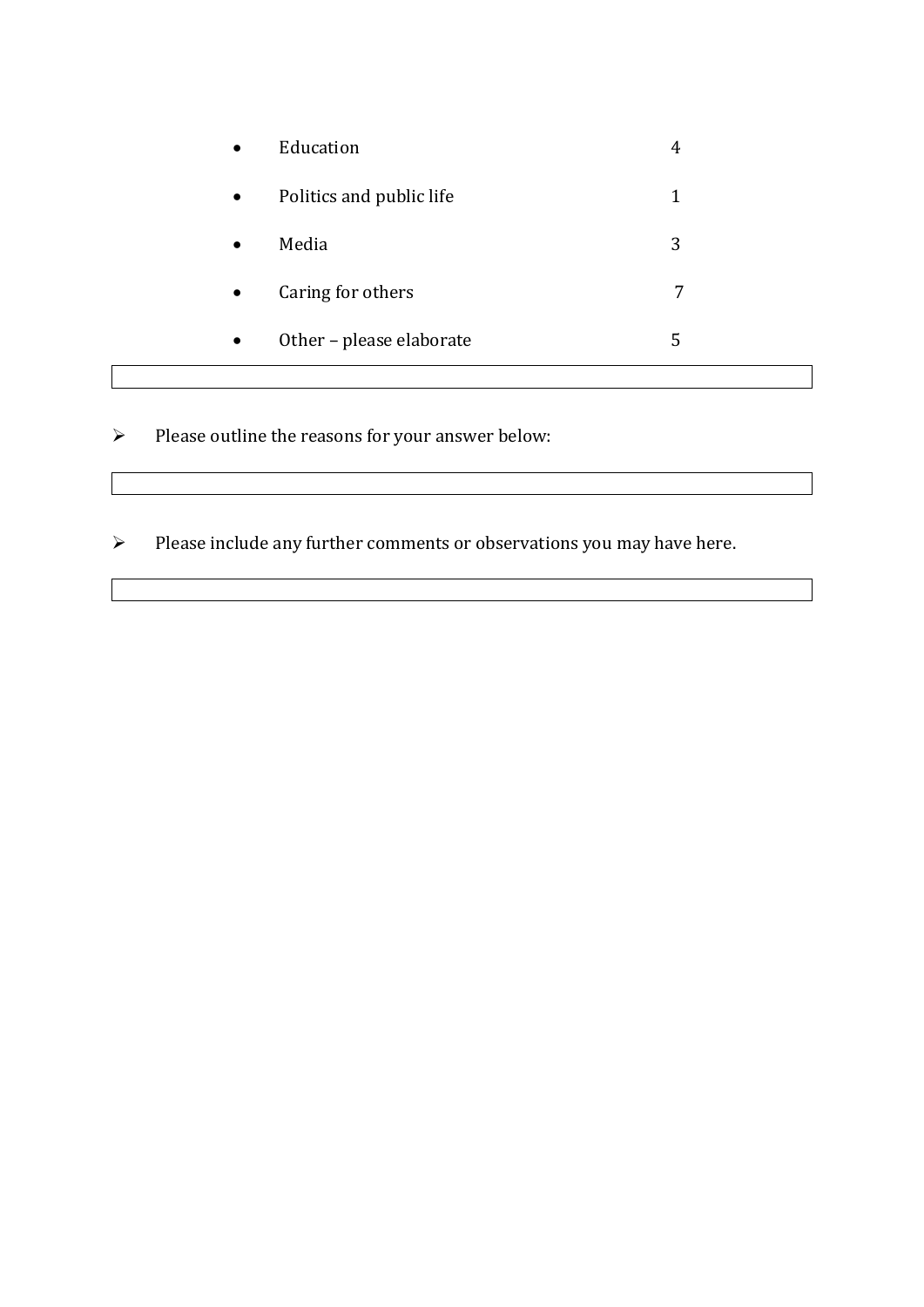- Education 4
- Politics and public life 1
- Media 3
- Caring for others 7
- Other – please elaborate 5

| |
|---|
| |

- Please outline the reasons for your answer below:

| |
|---|
| |

- Please include any further comments or observations you may have here.

| |
|---|
| |